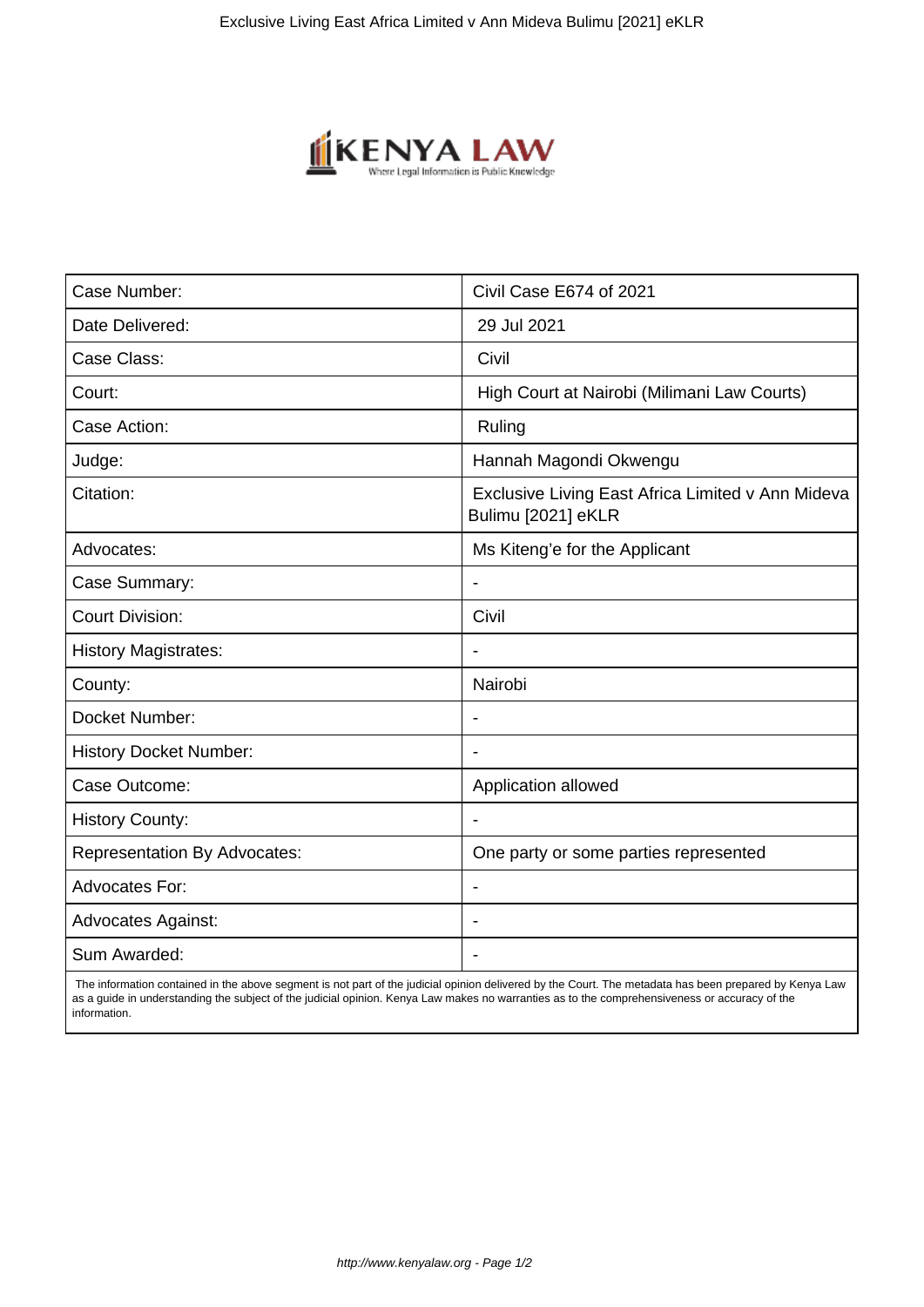| Case Number: | Civil Case E674 of 2021 |
|---|---|
| Date Delivered: | 29 Jul 2021 |
| Case Class: | Civil |
| Court: | High Court at Nairobi (Milimani Law Courts) |
| Case Action: | Ruling |
| Judge: | Hannah Magondi Okwengu |
| Citation: | Exclusive Living East Africa Limited v Ann Mideva Bulimu [2021] eKLR |
| Advocates: | Ms Kiteng'e for the Applicant |
| Case Summary: | - |
| Court Division: | Civil |
| History Magistrates: | - |
| County: | Nairobi |
| Docket Number: | - |
| History Docket Number: | - |
| Case Outcome: | Application allowed |
| History County: | - |
| Representation By Advocates: | One party or some parties represented |
| Advocates For: | - |
| Advocates Against: | - |
| Sum Awarded: | - |

The information contained in the above segment is not part of the judicial opinion delivered by the Court. The metadata has been prepared by Kenya Law as a guide in understanding the subject of the judicial opinion. Kenya Law makes no warranties as to the comprehensiveness or accuracy of the information.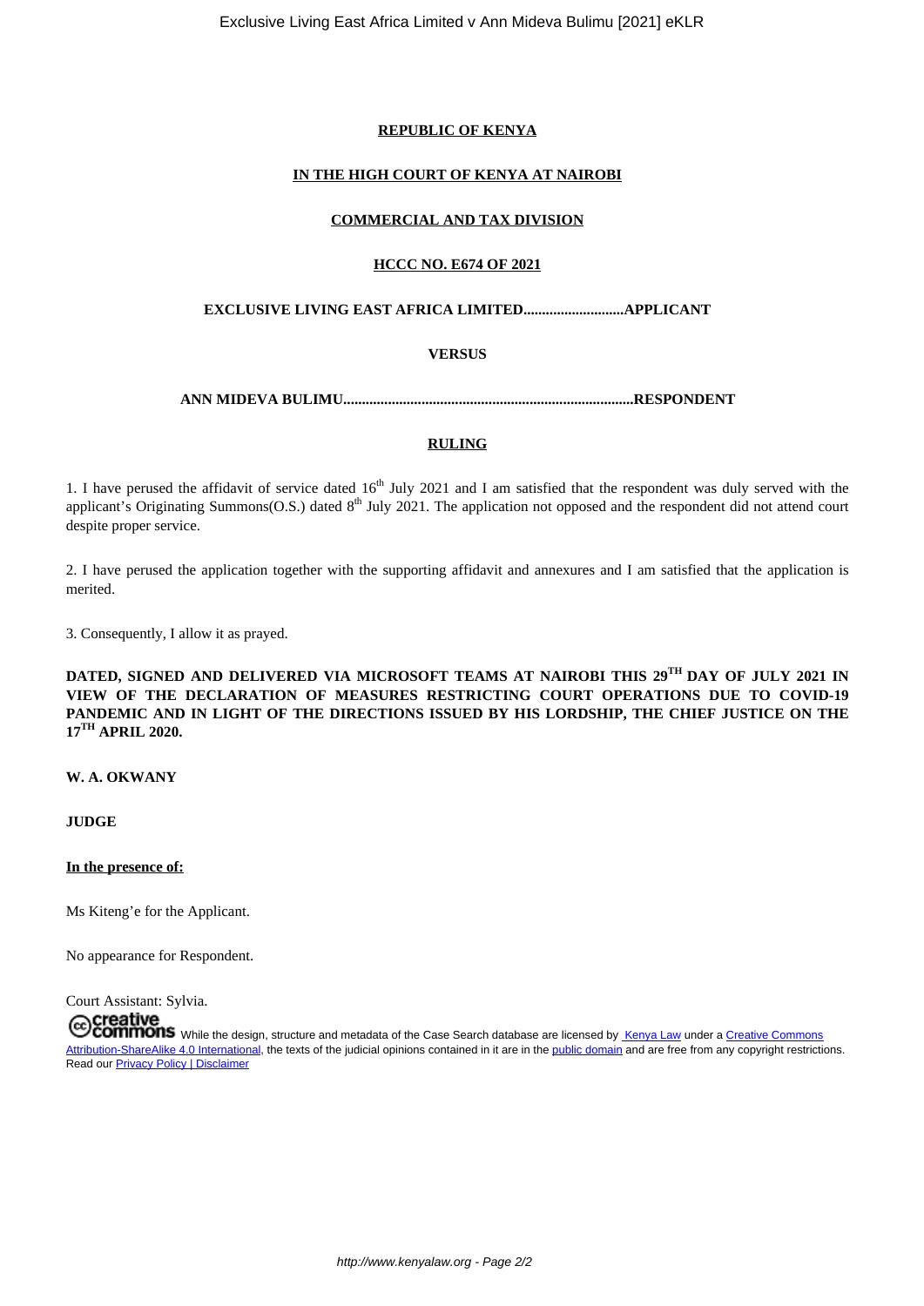**REPUBLIC OF KENYA**

**IN THE HIGH COURT OF KENYA AT NAIROBI**

**COMMERCIAL AND TAX DIVISION**

**HCCC NO. E674 OF 2021**

**EXCLUSIVE LIVING EAST AFRICA LIMITED...........................APPLICANT**

**VERSUS**

**ANN MIDEVA BULIMU.............................................................................RESPONDENT**

**RULING**

1. I have perused the affidavit of service dated 16th July 2021 and I am satisfied that the respondent was duly served with the applicant's Originating Summons(O.S.) dated 8th July 2021. The application not opposed and the respondent did not attend court despite proper service.

2. I have perused the application together with the supporting affidavit and annexures and I am satisfied that the application is merited.

3. Consequently, I allow it as prayed.

**DATED, SIGNED AND DELIVERED VIA MICROSOFT TEAMS AT NAIROBI THIS 29TH DAY OF JULY 2021 IN VIEW OF THE DECLARATION OF MEASURES RESTRICTING COURT OPERATIONS DUE TO COVID-19 PANDEMIC AND IN LIGHT OF THE DIRECTIONS ISSUED BY HIS LORDSHIP, THE CHIEF JUSTICE ON THE 17TH APRIL 2020.**

**W. A. OKWANY**

**JUDGE**

**In the presence of:**

Ms Kiteng'e for the Applicant.

No appearance for Respondent.

Court Assistant: Sylvia.

While the design, structure and metadata of the Case Search database are licensed by Kenya Law under a Creative Commons Attribution-ShareAlike 4.0 International, the texts of the judicial opinions contained in it are in the public domain and are free from any copyright restrictions. Read our Privacy Policy | Disclaimer